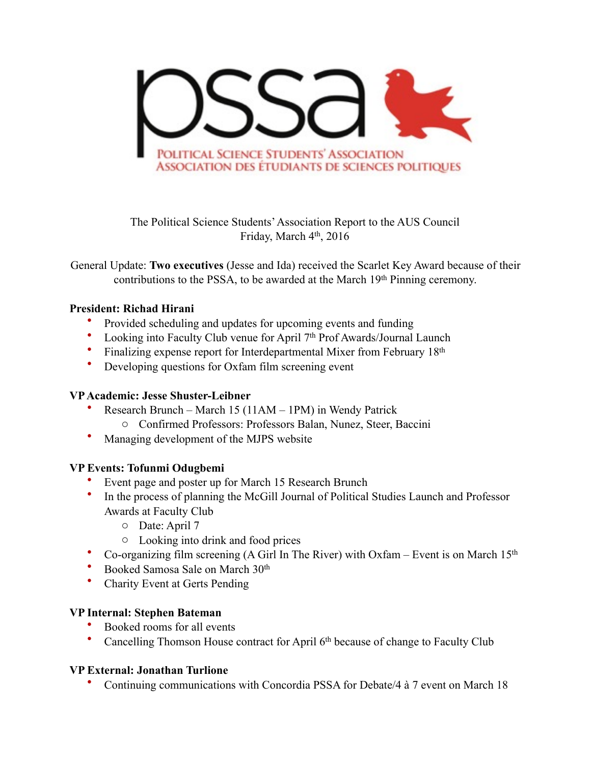PSSA

POLITICAL SCIENCE STUDENTS' ASSOCIATION
ASSOCIATION DES ÉTUDIANTS DE SCIENCES POLITIQUES

The Political Science Students' Association Report to the AUS Council
Friday, March 4th, 2016

General Update: **Two executives** (Jesse and Ida) received the Scarlet Key Award because of their contributions to the PSSA, to be awarded at the March 19th Pinning ceremony.

**President: Richad Hirani**

- Provided scheduling and updates for upcoming events and funding
- Looking into Faculty Club venue for April 7th Prof Awards/Journal Launch
- Finalizing expense report for Interdepartmental Mixer from February 18th
- Developing questions for Oxfam film screening event

**VP Academic: Jesse Shuster-Leibner**

- Research Brunch – March 15 (11AM – 1PM) in Wendy Patrick
  - Confirmed Professors: Professors Balan, Nunez, Steer, Baccini
- Managing development of the MJPS website

**VP Events: Tofunmi Odugbemi**

- Event page and poster up for March 15 Research Brunch
- In the process of planning the McGill Journal of Political Studies Launch and Professor Awards at Faculty Club
  - Date: April 7
  - Looking into drink and food prices
- Co-organizing film screening (A Girl In The River) with Oxfam – Event is on March 15th
- Booked Samosa Sale on March 30th
- Charity Event at Gerts Pending

**VP Internal: Stephen Bateman**

- Booked rooms for all events
- Cancelling Thomson House contract for April 6th because of change to Faculty Club

**VP External: Jonathan Turlione**

- Continuing communications with Concordia PSSA for Debate/4 à 7 event on March 18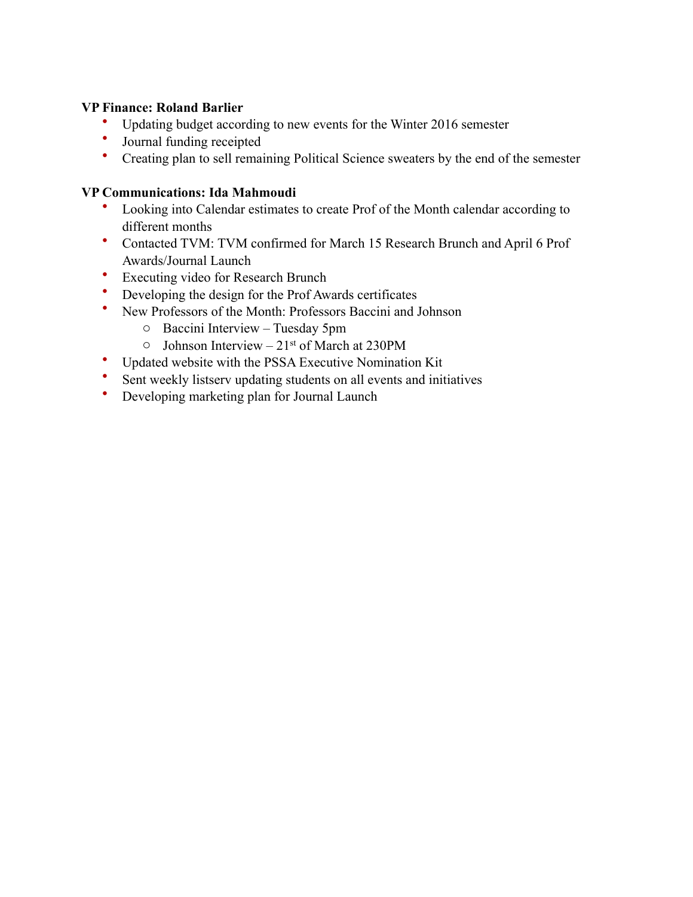**VP Finance: Roland Barlier**

- Updating budget according to new events for the Winter 2016 semester
- Journal funding receipted
- Creating plan to sell remaining Political Science sweaters by the end of the semester

**VP Communications: Ida Mahmoudi**

- Looking into Calendar estimates to create Prof of the Month calendar according to different months
- Contacted TVM: TVM confirmed for March 15 Research Brunch and April 6 Prof Awards/Journal Launch
- Executing video for Research Brunch
- Developing the design for the Prof Awards certificates
- New Professors of the Month: Professors Baccini and Johnson
  - Baccini Interview – Tuesday 5pm
  - Johnson Interview – 21st of March at 230PM
- Updated website with the PSSA Executive Nomination Kit
- Sent weekly listserv updating students on all events and initiatives
- Developing marketing plan for Journal Launch